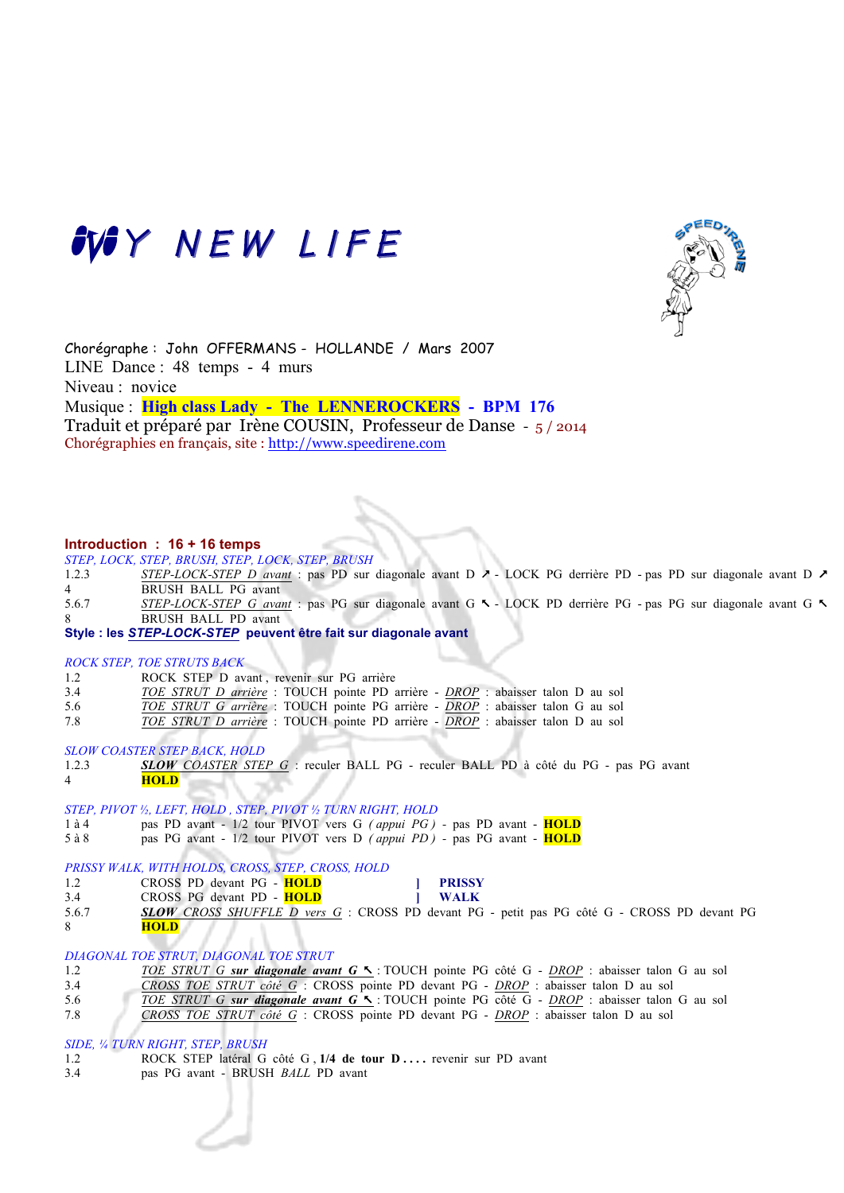# MY NEW LIFE

Chorégraphe : John OFFERMANS - HOLLANDE / Mars 2007
LINE Dance : 48 temps - 4 murs
Niveau : novice
Musique : **High class Lady - The LENNEROCKERS - BPM 176**
Traduit et préparé par Irène COUSIN, Professeur de Danse - 5 / 2014
Chorégraphies en français, site : http://www.speedirene.com

**Introduction : 16 + 16 temps**

*STEP, LOCK, STEP, BRUSH, STEP, LOCK, STEP, BRUSH*

| | |
|---|---|
| 1.2.3 | *STEP-LOCK-STEP D avant* : pas PD sur diagonale avant D ↗ - LOCK PG derrière PD - pas PD sur diagonale avant D ↗ |
| 4 | BRUSH BALL PG avant |
| 5.6.7 | *STEP-LOCK-STEP G avant* : pas PG sur diagonale avant G ↖ - LOCK PD derrière PG - pas PG sur diagonale avant G ↖ |
| 8 | BRUSH BALL PD avant |

**Style : les *STEP-LOCK-STEP* peuvent être fait sur diagonale avant**

*ROCK STEP, TOE STRUTS BACK*

| | |
|---|---|
| 1.2 | ROCK STEP D avant, revenir sur PG arrière |
| 3.4 | *TOE STRUT D arrière* : TOUCH pointe PD arrière - *DROP* : abaisser talon D au sol |
| 5.6 | *TOE STRUT G arrière* : TOUCH pointe PG arrière - *DROP* : abaisser talon G au sol |
| 7.8 | *TOE STRUT D arrière* : TOUCH pointe PD arrière - *DROP* : abaisser talon D au sol |

*SLOW COASTER STEP BACK, HOLD*

| | |
|---|---|
| 1.2.3 | ***SLOW** COASTER STEP G* : reculer BALL PG - reculer BALL PD à côté du PG - pas PG avant |
| 4 | **HOLD** |

*STEP, PIVOT ½, LEFT, HOLD , STEP, PIVOT ½ TURN RIGHT, HOLD*

| | |
|---|---|
| 1 à 4 | pas PD avant - 1/2 tour PIVOT vers G *( appui PG )* - pas PD avant - **HOLD** |
| 5 à 8 | pas PG avant - 1/2 tour PIVOT vers D *( appui PD )* - pas PG avant - **HOLD** |

*PRISSY WALK, WITH HOLDS, CROSS, STEP, CROSS, HOLD*

| | |
|---|---|
| 1.2 | CROSS PD devant PG - **HOLD** ] **PRISSY** |
| 3.4 | CROSS PG devant PD - **HOLD** ] **WALK** |
| 5.6.7 | ***SLOW** CROSS SHUFFLE D vers G* : CROSS PD devant PG - petit pas PG côté G - CROSS PD devant PG |
| 8 | **HOLD** |

*DIAGONAL TOE STRUT, DIAGONAL TOE STRUT*

| | |
|---|---|
| 1.2 | *TOE STRUT G **sur diagonale avant G** ↖* : TOUCH pointe PG côté G - *DROP* : abaisser talon G au sol |
| 3.4 | *CROSS TOE STRUT côté G* : CROSS pointe PD devant PG - *DROP* : abaisser talon D au sol |
| 5.6 | *TOE STRUT G **sur diagonale avant G** ↖* : TOUCH pointe PG côté G - *DROP* : abaisser talon G au sol |
| 7.8 | *CROSS TOE STRUT côté G* : CROSS pointe PD devant PG - *DROP* : abaisser talon D au sol |

*SIDE, ¼ TURN RIGHT, STEP, BRUSH*

| | |
|---|---|
| 1.2 | ROCK STEP latéral G côté G , **1/4 de tour D . . . .** revenir sur PD avant |
| 3.4 | pas PG avant - BRUSH *BALL* PD avant |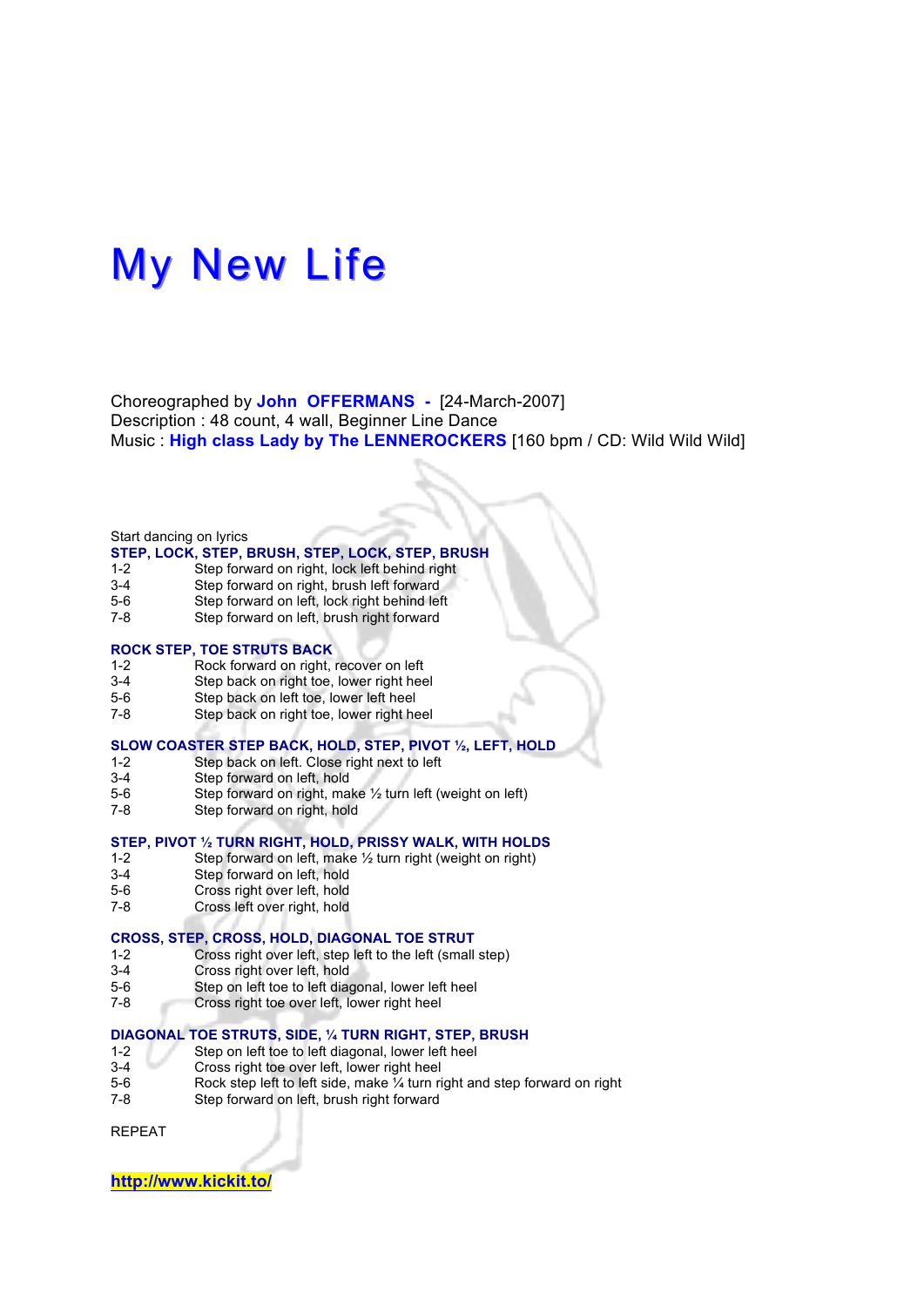# My New Life

Choreographed by **John OFFERMANS** - [24-March-2007]
Description : 48 count, 4 wall, Beginner Line Dance
Music : **High class Lady by The LENNEROCKERS** [160 bpm / CD: Wild Wild Wild]

Start dancing on lyrics

**STEP, LOCK, STEP, BRUSH, STEP, LOCK, STEP, BRUSH**

| | |
|---|---|
| 1-2 | Step forward on right, lock left behind right |
| 3-4 | Step forward on right, brush left forward |
| 5-6 | Step forward on left, lock right behind left |
| 7-8 | Step forward on left, brush right forward |

**ROCK STEP, TOE STRUTS BACK**

| | |
|---|---|
| 1-2 | Rock forward on right, recover on left |
| 3-4 | Step back on right toe, lower right heel |
| 5-6 | Step back on left toe, lower left heel |
| 7-8 | Step back on right toe, lower right heel |

**SLOW COASTER STEP BACK, HOLD, STEP, PIVOT ½, LEFT, HOLD**

| | |
|---|---|
| 1-2 | Step back on left. Close right next to left |
| 3-4 | Step forward on left, hold |
| 5-6 | Step forward on right, make ½ turn left (weight on left) |
| 7-8 | Step forward on right, hold |

**STEP, PIVOT ½ TURN RIGHT, HOLD, PRISSY WALK, WITH HOLDS**

| | |
|---|---|
| 1-2 | Step forward on left, make ½ turn right (weight on right) |
| 3-4 | Step forward on left, hold |
| 5-6 | Cross right over left, hold |
| 7-8 | Cross left over right, hold |

**CROSS, STEP, CROSS, HOLD, DIAGONAL TOE STRUT**

| | |
|---|---|
| 1-2 | Cross right over left, step left to the left (small step) |
| 3-4 | Cross right over left, hold |
| 5-6 | Step on left toe to left diagonal, lower left heel |
| 7-8 | Cross right toe over left, lower right heel |

**DIAGONAL TOE STRUTS, SIDE, ¼ TURN RIGHT, STEP, BRUSH**

| | |
|---|---|
| 1-2 | Step on left toe to left diagonal, lower left heel |
| 3-4 | Cross right toe over left, lower right heel |
| 5-6 | Rock step left to left side, make ¼ turn right and step forward on right |
| 7-8 | Step forward on left, brush right forward |

REPEAT

http://www.kickit.to/